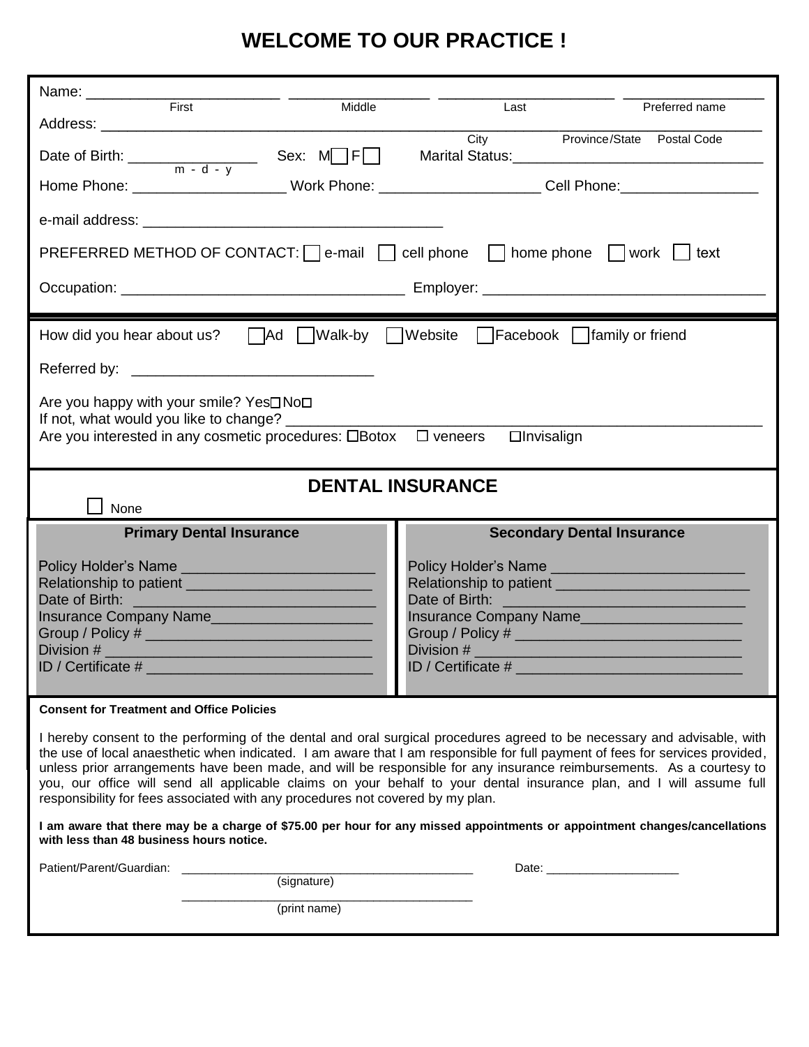# WELCOME TO OUR PRACTICE !

Name: ______________________ ________________ ____________________ ________________
First Middle Last Preferred name

Address: ______________________________________________________________________________
City Province/State Postal Code

Date of Birth: ______________ Sex: M☐ F☐ Marital Status:____________________________
m - d - y

Home Phone: _________________ Work Phone: __________________ Cell Phone:_______________

e-mail address: ___________________________________

PREFERRED METHOD OF CONTACT: ☐ e-mail ☐ cell phone ☐ home phone ☐ work ☐ text

Occupation: ________________________________ Employer: ________________________________

How did you hear about us? ☐ Ad ☐ Walk-by ☐ Website ☐ Facebook ☐ family or friend

Referred by: ___________________________

Are you happy with your smile? Yes☐ No☐
If not, what would you like to change? ________________________________________________
Are you interested in any cosmetic procedures: ☐Botox ☐ veneers ☐Invisalign

## DENTAL INSURANCE

☐ None

| Primary Dental Insurance | Secondary Dental Insurance |
|---|---|
| Policy Holder's Name ______________________ | Policy Holder's Name ______________________ |
| Relationship to patient ____________________ | Relationship to patient ____________________ |
| Date of Birth: ___________________________ | Date of Birth: ___________________________ |
| Insurance Company Name__________________ | Insurance Company Name__________________ |
| Group / Policy # _________________________ | Group / Policy # _________________________ |
| Division # ______________________________ | Division # ______________________________ |
| ID / Certificate # ________________________ | ID / Certificate # ________________________ |

**Consent for Treatment and Office Policies**

I hereby consent to the performing of the dental and oral surgical procedures agreed to be necessary and advisable, with the use of local anaesthetic when indicated. I am aware that I am responsible for full payment of fees for services provided, unless prior arrangements have been made, and will be responsible for any insurance reimbursements. As a courtesy to you, our office will send all applicable claims on your behalf to your dental insurance plan, and I will assume full responsibility for fees associated with any procedures not covered by my plan.

**I am aware that there may be a charge of $75.00 per hour for any missed appointments or appointment changes/cancellations with less than 48 business hours notice.**

Patient/Parent/Guardian: ________________________________________ Date: ___________________
(signature)

________________________________________
(print name)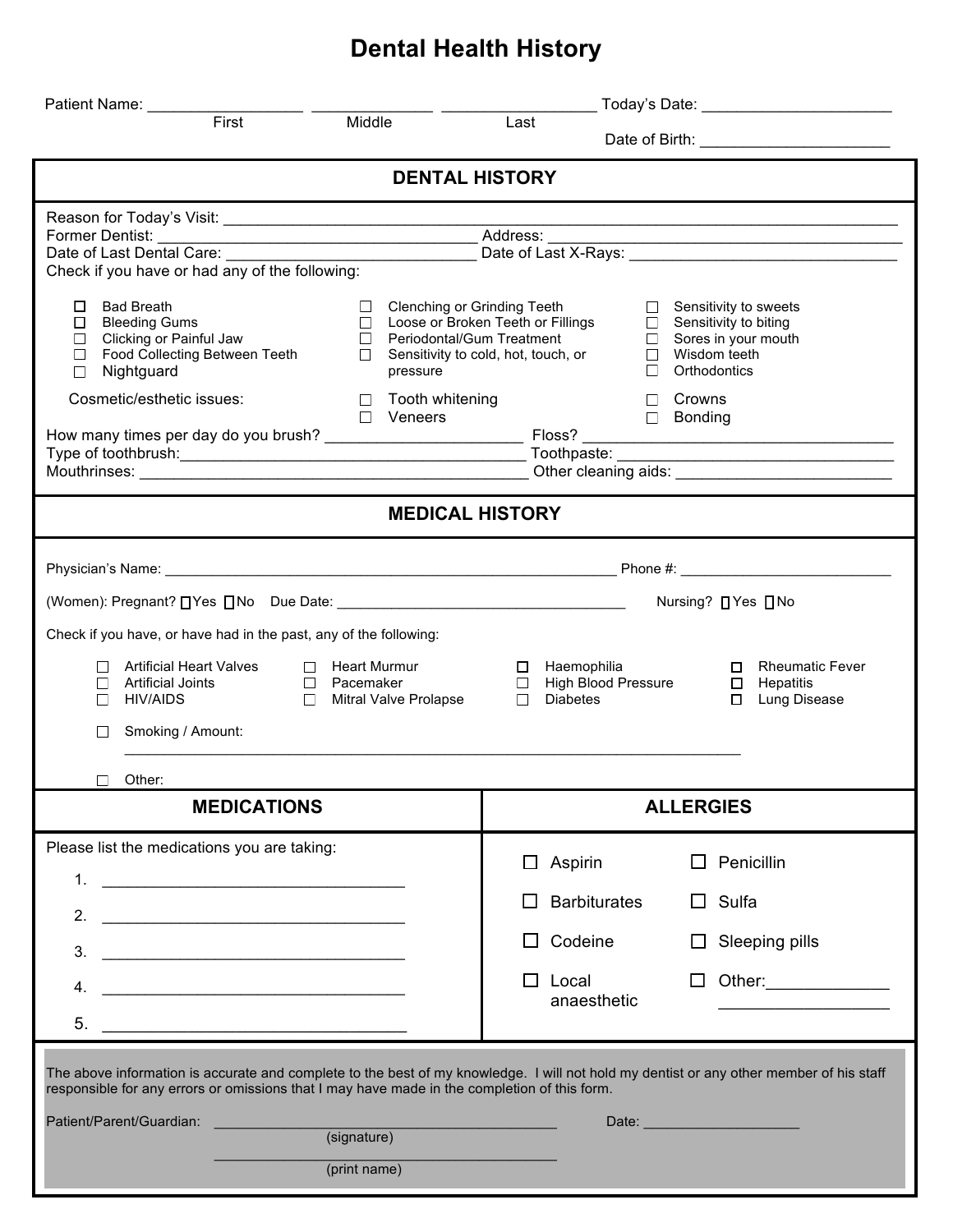# Dental Health History

Patient Name: _________________ _____________ _________________ Today's Date: _____________________
First Middle Last

Date of Birth: _____________________

## DENTAL HISTORY

Reason for Today's Visit: ______________________________________________________________________________

Former Dentist: ___________________________________ Address: _________________________________________

Date of Last Dental Care: ____________________________ Date of Last X-Rays: _______________________________

Check if you have or had any of the following:

- ☐ Bad Breath
- ☐ Bleeding Gums
- ☐ Clicking or Painful Jaw
- ☐ Food Collecting Between Teeth
- ☐ Nightguard
- ☐ Clenching or Grinding Teeth
- ☐ Loose or Broken Teeth or Fillings
- ☐ Periodontal/Gum Treatment
- ☐ Sensitivity to cold, hot, touch, or pressure
- ☐ Sensitivity to sweets
- ☐ Sensitivity to biting
- ☐ Sores in your mouth
- ☐ Wisdom teeth
- ☐ Orthodontics

Cosmetic/esthetic issues:

- ☐ Tooth whitening
- ☐ Veneers
- ☐ Crowns
- ☐ Bonding

How many times per day do you brush? ______________________ Floss? ___________________________________

Type of toothbrush:________________________________________ Toothpaste: _________________________________

Mouthrinses: ____________________________________________ Other cleaning aids: ________________________

## MEDICAL HISTORY

Physician's Name: ___________________________________________________________ Phone #: ___________________________

(Women): Pregnant? ☐Yes ☐No Due Date: ______________________________________ Nursing? ☐Yes ☐No

Check if you have, or have had in the past, any of the following:

- ☐ Artificial Heart Valves
- ☐ Artificial Joints
- ☐ HIV/AIDS
- ☐ Heart Murmur
- ☐ Pacemaker
- ☐ Mitral Valve Prolapse
- ☐ Haemophilia
- ☐ High Blood Pressure
- ☐ Diabetes
- ☐ Rheumatic Fever
- ☐ Hepatitis
- ☐ Lung Disease
- ☐ Smoking / Amount: ___________________________________________________________________________
- ☐ Other:

## MEDICATIONS

Please list the medications you are taking:

1. ___________________________________
2. ___________________________________
3. ___________________________________
4. ___________________________________
5. ___________________________________

## ALLERGIES

- ☐ Aspirin
- ☐ Penicillin
- ☐ Barbiturates
- ☐ Sulfa
- ☐ Codeine
- ☐ Sleeping pills
- ☐ Local anaesthetic
- ☐ Other:_____________ __________________

The above information is accurate and complete to the best of my knowledge. I will not hold my dentist or any other member of his staff responsible for any errors or omissions that I may have made in the completion of this form.

Patient/Parent/Guardian: ___________________________________________ Date: ____________________
(signature)

___________________________________________
(print name)